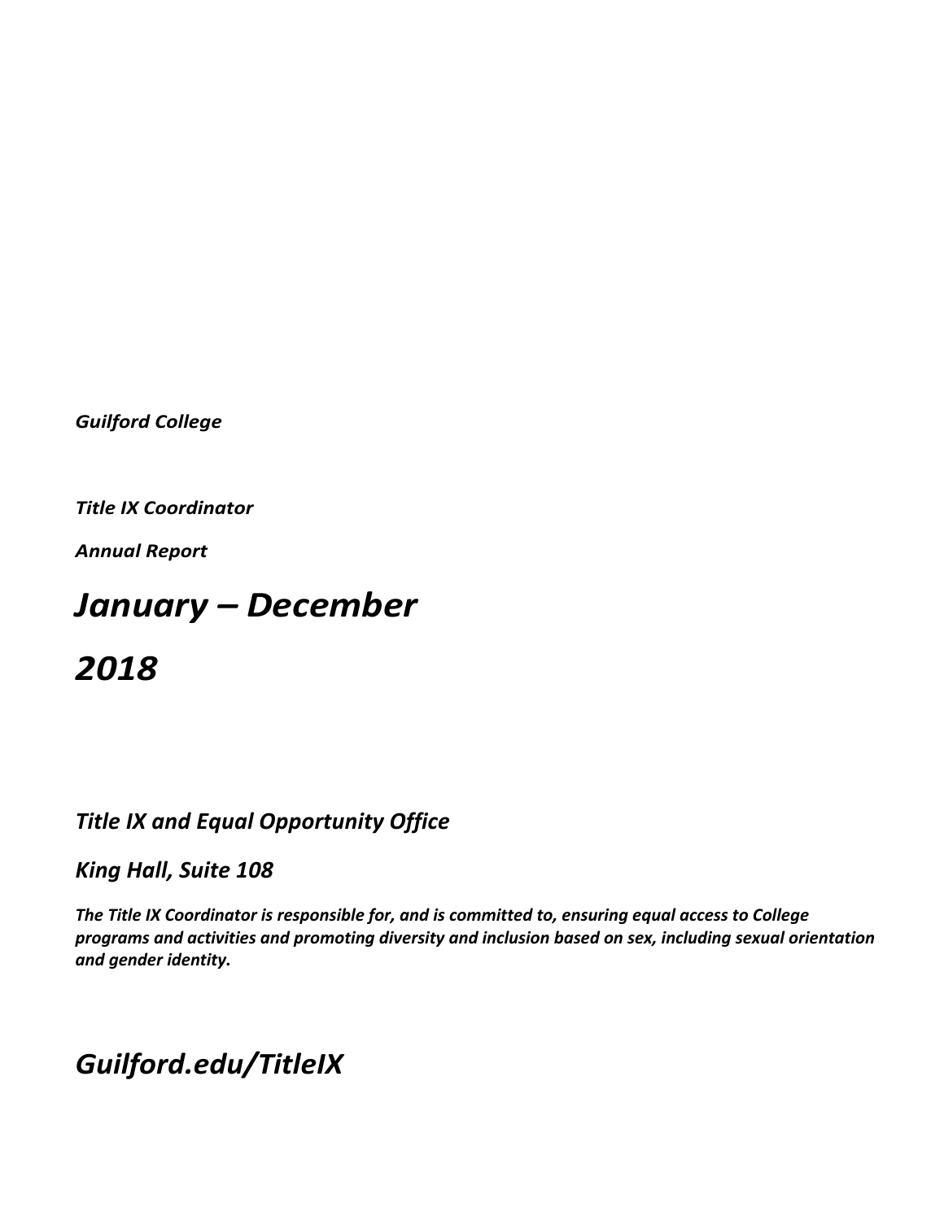*Guilford College*

*Title IX Coordinator*

*Annual Report*

# *January – December*

# *2018*

## *Title IX and Equal Opportunity Office*

## *King Hall, Suite 108*

***The Title IX Coordinator is responsible for, and is committed to, ensuring equal access to College programs and activities and promoting diversity and inclusion based on sex, including sexual orientation and gender identity.***

# *Guilford.edu/TitleIX*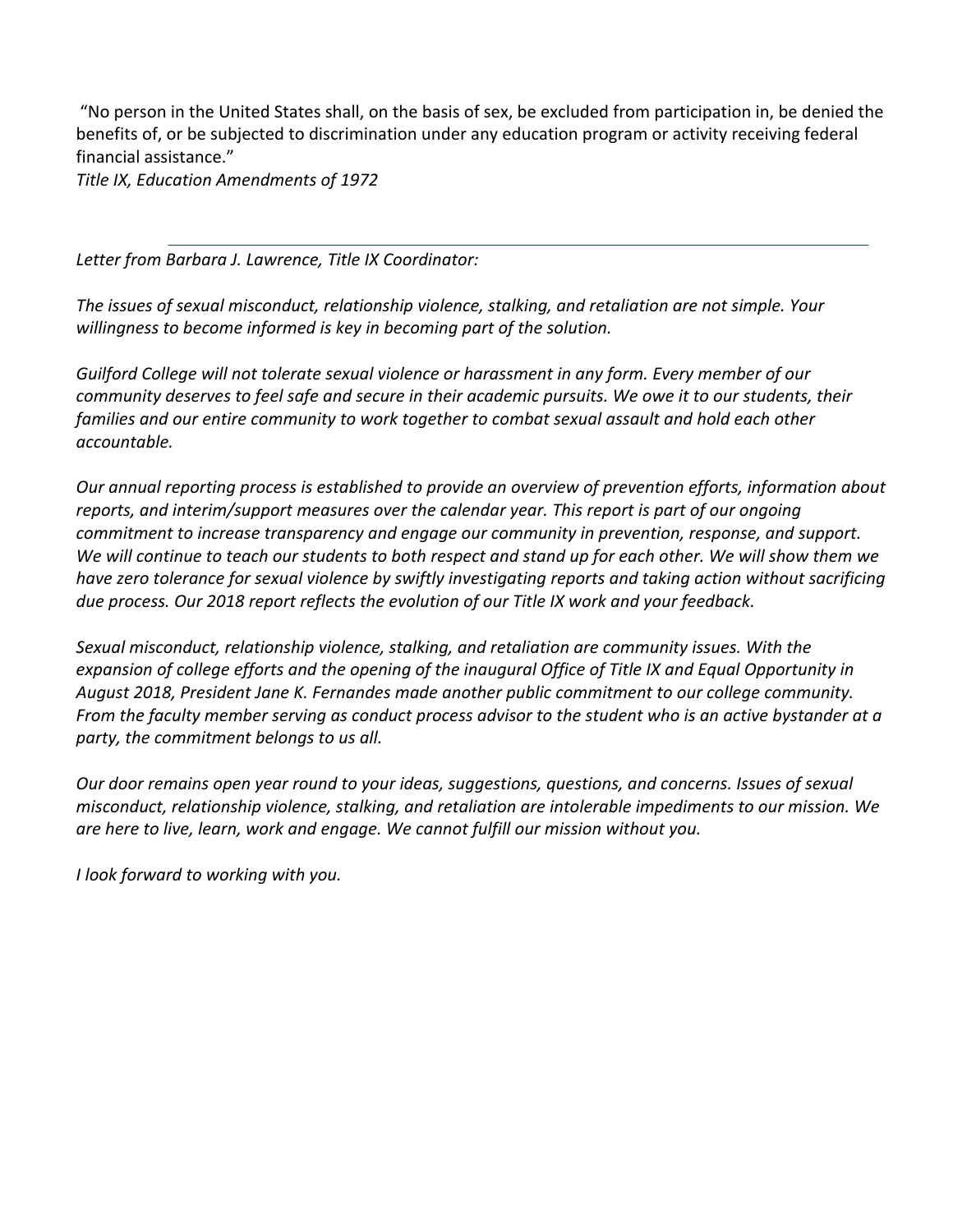"No person in the United States shall, on the basis of sex, be excluded from participation in, be denied the benefits of, or be subjected to discrimination under any education program or activity receiving federal financial assistance."
*Title IX, Education Amendments of 1972*

---

*Letter from Barbara J. Lawrence, Title IX Coordinator:*

*The issues of sexual misconduct, relationship violence, stalking, and retaliation are not simple. Your willingness to become informed is key in becoming part of the solution.*

*Guilford College will not tolerate sexual violence or harassment in any form. Every member of our community deserves to feel safe and secure in their academic pursuits. We owe it to our students, their families and our entire community to work together to combat sexual assault and hold each other accountable.*

*Our annual reporting process is established to provide an overview of prevention efforts, information about reports, and interim/support measures over the calendar year. This report is part of our ongoing commitment to increase transparency and engage our community in prevention, response, and support. We will continue to teach our students to both respect and stand up for each other. We will show them we have zero tolerance for sexual violence by swiftly investigating reports and taking action without sacrificing due process. Our 2018 report reflects the evolution of our Title IX work and your feedback.*

*Sexual misconduct, relationship violence, stalking, and retaliation are community issues. With the expansion of college efforts and the opening of the inaugural Office of Title IX and Equal Opportunity in August 2018, President Jane K. Fernandes made another public commitment to our college community. From the faculty member serving as conduct process advisor to the student who is an active bystander at a party, the commitment belongs to us all.*

*Our door remains open year round to your ideas, suggestions, questions, and concerns. Issues of sexual misconduct, relationship violence, stalking, and retaliation are intolerable impediments to our mission. We are here to live, learn, work and engage. We cannot fulfill our mission without you.*

*I look forward to working with you.*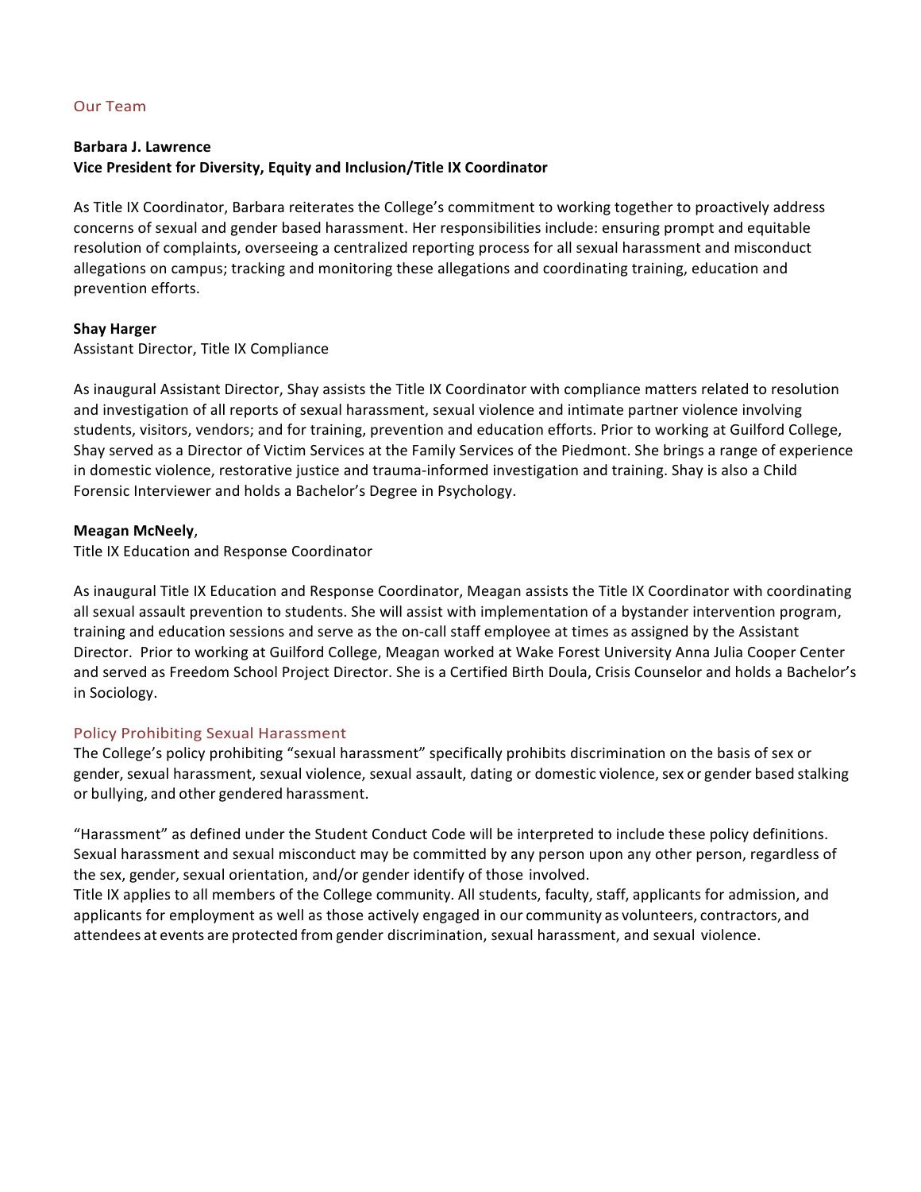## Our Team

**Barbara J. Lawrence**
**Vice President for Diversity, Equity and Inclusion/Title IX Coordinator**

As Title IX Coordinator, Barbara reiterates the College's commitment to working together to proactively address concerns of sexual and gender based harassment. Her responsibilities include: ensuring prompt and equitable resolution of complaints, overseeing a centralized reporting process for all sexual harassment and misconduct allegations on campus; tracking and monitoring these allegations and coordinating training, education and prevention efforts.

**Shay Harger**
Assistant Director, Title IX Compliance

As inaugural Assistant Director, Shay assists the Title IX Coordinator with compliance matters related to resolution and investigation of all reports of sexual harassment, sexual violence and intimate partner violence involving students, visitors, vendors; and for training, prevention and education efforts. Prior to working at Guilford College, Shay served as a Director of Victim Services at the Family Services of the Piedmont. She brings a range of experience in domestic violence, restorative justice and trauma-informed investigation and training. Shay is also a Child Forensic Interviewer and holds a Bachelor's Degree in Psychology.

**Meagan McNeely**,
Title IX Education and Response Coordinator

As inaugural Title IX Education and Response Coordinator, Meagan assists the Title IX Coordinator with coordinating all sexual assault prevention to students. She will assist with implementation of a bystander intervention program, training and education sessions and serve as the on-call staff employee at times as assigned by the Assistant Director. Prior to working at Guilford College, Meagan worked at Wake Forest University Anna Julia Cooper Center and served as Freedom School Project Director. She is a Certified Birth Doula, Crisis Counselor and holds a Bachelor's in Sociology.

## Policy Prohibiting Sexual Harassment

The College's policy prohibiting "sexual harassment" specifically prohibits discrimination on the basis of sex or gender, sexual harassment, sexual violence, sexual assault, dating or domestic violence, sex or gender based stalking or bullying, and other gendered harassment.

"Harassment" as defined under the Student Conduct Code will be interpreted to include these policy definitions. Sexual harassment and sexual misconduct may be committed by any person upon any other person, regardless of the sex, gender, sexual orientation, and/or gender identify of those involved.
Title IX applies to all members of the College community. All students, faculty, staff, applicants for admission, and applicants for employment as well as those actively engaged in our community as volunteers, contractors, and attendees at events are protected from gender discrimination, sexual harassment, and sexual violence.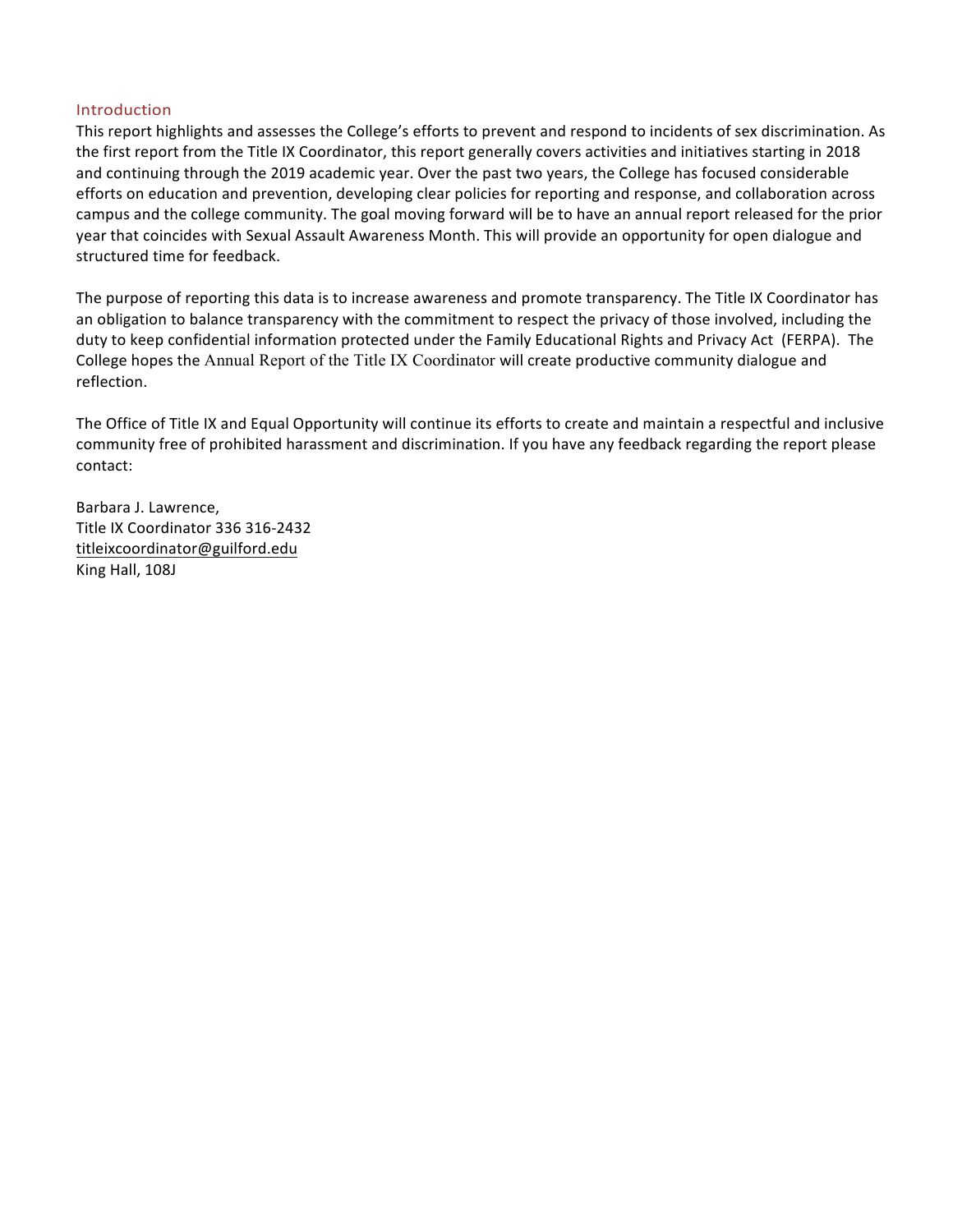## Introduction

This report highlights and assesses the College's efforts to prevent and respond to incidents of sex discrimination. As the first report from the Title IX Coordinator, this report generally covers activities and initiatives starting in 2018 and continuing through the 2019 academic year. Over the past two years, the College has focused considerable efforts on education and prevention, developing clear policies for reporting and response, and collaboration across campus and the college community. The goal moving forward will be to have an annual report released for the prior year that coincides with Sexual Assault Awareness Month. This will provide an opportunity for open dialogue and structured time for feedback.

The purpose of reporting this data is to increase awareness and promote transparency. The Title IX Coordinator has an obligation to balance transparency with the commitment to respect the privacy of those involved, including the duty to keep confidential information protected under the Family Educational Rights and Privacy Act (FERPA). The College hopes the Annual Report of the Title IX Coordinator will create productive community dialogue and reflection.

The Office of Title IX and Equal Opportunity will continue its efforts to create and maintain a respectful and inclusive community free of prohibited harassment and discrimination. If you have any feedback regarding the report please contact:

Barbara J. Lawrence,
Title IX Coordinator 336 316-2432
titleixcoordinator@guilford.edu
King Hall, 108J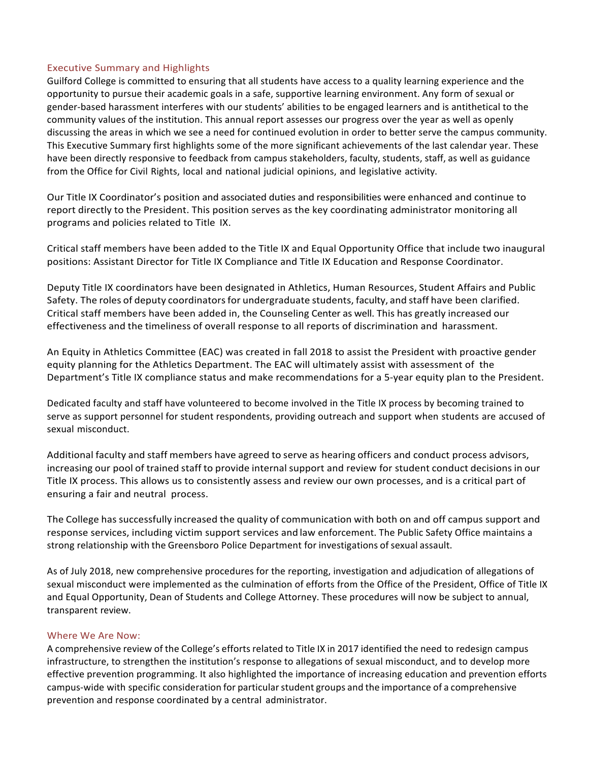## Executive Summary and Highlights

Guilford College is committed to ensuring that all students have access to a quality learning experience and the opportunity to pursue their academic goals in a safe, supportive learning environment. Any form of sexual or gender-based harassment interferes with our students' abilities to be engaged learners and is antithetical to the community values of the institution. This annual report assesses our progress over the year as well as openly discussing the areas in which we see a need for continued evolution in order to better serve the campus community. This Executive Summary first highlights some of the more significant achievements of the last calendar year. These have been directly responsive to feedback from campus stakeholders, faculty, students, staff, as well as guidance from the Office for Civil Rights, local and national judicial opinions, and legislative activity.

Our Title IX Coordinator's position and associated duties and responsibilities were enhanced and continue to report directly to the President. This position serves as the key coordinating administrator monitoring all programs and policies related to Title IX.

Critical staff members have been added to the Title IX and Equal Opportunity Office that include two inaugural positions: Assistant Director for Title IX Compliance and Title IX Education and Response Coordinator.

Deputy Title IX coordinators have been designated in Athletics, Human Resources, Student Affairs and Public Safety. The roles of deputy coordinators for undergraduate students, faculty, and staff have been clarified. Critical staff members have been added in, the Counseling Center as well. This has greatly increased our effectiveness and the timeliness of overall response to all reports of discrimination and harassment.

An Equity in Athletics Committee (EAC) was created in fall 2018 to assist the President with proactive gender equity planning for the Athletics Department. The EAC will ultimately assist with assessment of the Department's Title IX compliance status and make recommendations for a 5-year equity plan to the President.

Dedicated faculty and staff have volunteered to become involved in the Title IX process by becoming trained to serve as support personnel for student respondents, providing outreach and support when students are accused of sexual misconduct.

Additional faculty and staff members have agreed to serve as hearing officers and conduct process advisors, increasing our pool of trained staff to provide internal support and review for student conduct decisions in our Title IX process. This allows us to consistently assess and review our own processes, and is a critical part of ensuring a fair and neutral process.

The College has successfully increased the quality of communication with both on and off campus support and response services, including victim support services and law enforcement. The Public Safety Office maintains a strong relationship with the Greensboro Police Department for investigations of sexual assault.

As of July 2018, new comprehensive procedures for the reporting, investigation and adjudication of allegations of sexual misconduct were implemented as the culmination of efforts from the Office of the President, Office of Title IX and Equal Opportunity, Dean of Students and College Attorney. These procedures will now be subject to annual, transparent review.

## Where We Are Now:

A comprehensive review of the College's efforts related to Title IX in 2017 identified the need to redesign campus infrastructure, to strengthen the institution's response to allegations of sexual misconduct, and to develop more effective prevention programming. It also highlighted the importance of increasing education and prevention efforts campus-wide with specific consideration for particular student groups and the importance of a comprehensive prevention and response coordinated by a central administrator.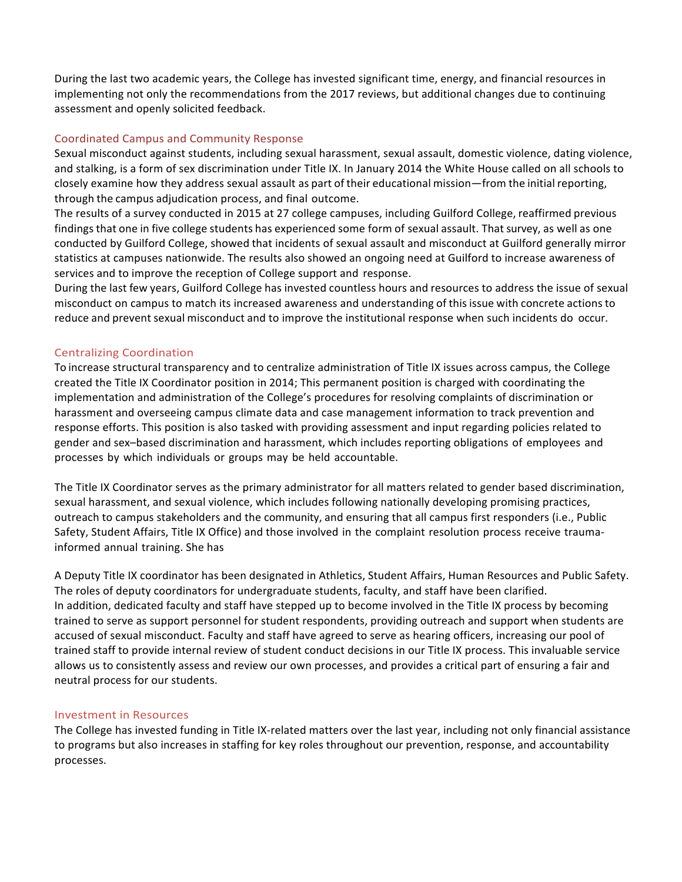During the last two academic years, the College has invested significant time, energy, and financial resources in implementing not only the recommendations from the 2017 reviews, but additional changes due to continuing assessment and openly solicited feedback.

### Coordinated Campus and Community Response

Sexual misconduct against students, including sexual harassment, sexual assault, domestic violence, dating violence, and stalking, is a form of sex discrimination under Title IX. In January 2014 the White House called on all schools to closely examine how they address sexual assault as part of their educational mission—from the initial reporting, through the campus adjudication process, and final outcome.

The results of a survey conducted in 2015 at 27 college campuses, including Guilford College, reaffirmed previous findings that one in five college students has experienced some form of sexual assault. That survey, as well as one conducted by Guilford College, showed that incidents of sexual assault and misconduct at Guilford generally mirror statistics at campuses nationwide. The results also showed an ongoing need at Guilford to increase awareness of services and to improve the reception of College support and response.

During the last few years, Guilford College has invested countless hours and resources to address the issue of sexual misconduct on campus to match its increased awareness and understanding of this issue with concrete actions to reduce and prevent sexual misconduct and to improve the institutional response when such incidents do occur.

### Centralizing Coordination

To increase structural transparency and to centralize administration of Title IX issues across campus, the College created the Title IX Coordinator position in 2014; This permanent position is charged with coordinating the implementation and administration of the College's procedures for resolving complaints of discrimination or harassment and overseeing campus climate data and case management information to track prevention and response efforts. This position is also tasked with providing assessment and input regarding policies related to gender and sex–based discrimination and harassment, which includes reporting obligations of employees and processes by which individuals or groups may be held accountable.

The Title IX Coordinator serves as the primary administrator for all matters related to gender based discrimination, sexual harassment, and sexual violence, which includes following nationally developing promising practices, outreach to campus stakeholders and the community, and ensuring that all campus first responders (i.e., Public Safety, Student Affairs, Title IX Office) and those involved in the complaint resolution process receive trauma-informed annual training. She has

A Deputy Title IX coordinator has been designated in Athletics, Student Affairs, Human Resources and Public Safety. The roles of deputy coordinators for undergraduate students, faculty, and staff have been clarified.

In addition, dedicated faculty and staff have stepped up to become involved in the Title IX process by becoming trained to serve as support personnel for student respondents, providing outreach and support when students are accused of sexual misconduct. Faculty and staff have agreed to serve as hearing officers, increasing our pool of trained staff to provide internal review of student conduct decisions in our Title IX process. This invaluable service allows us to consistently assess and review our own processes, and provides a critical part of ensuring a fair and neutral process for our students.

### Investment in Resources

The College has invested funding in Title IX-related matters over the last year, including not only financial assistance to programs but also increases in staffing for key roles throughout our prevention, response, and accountability processes.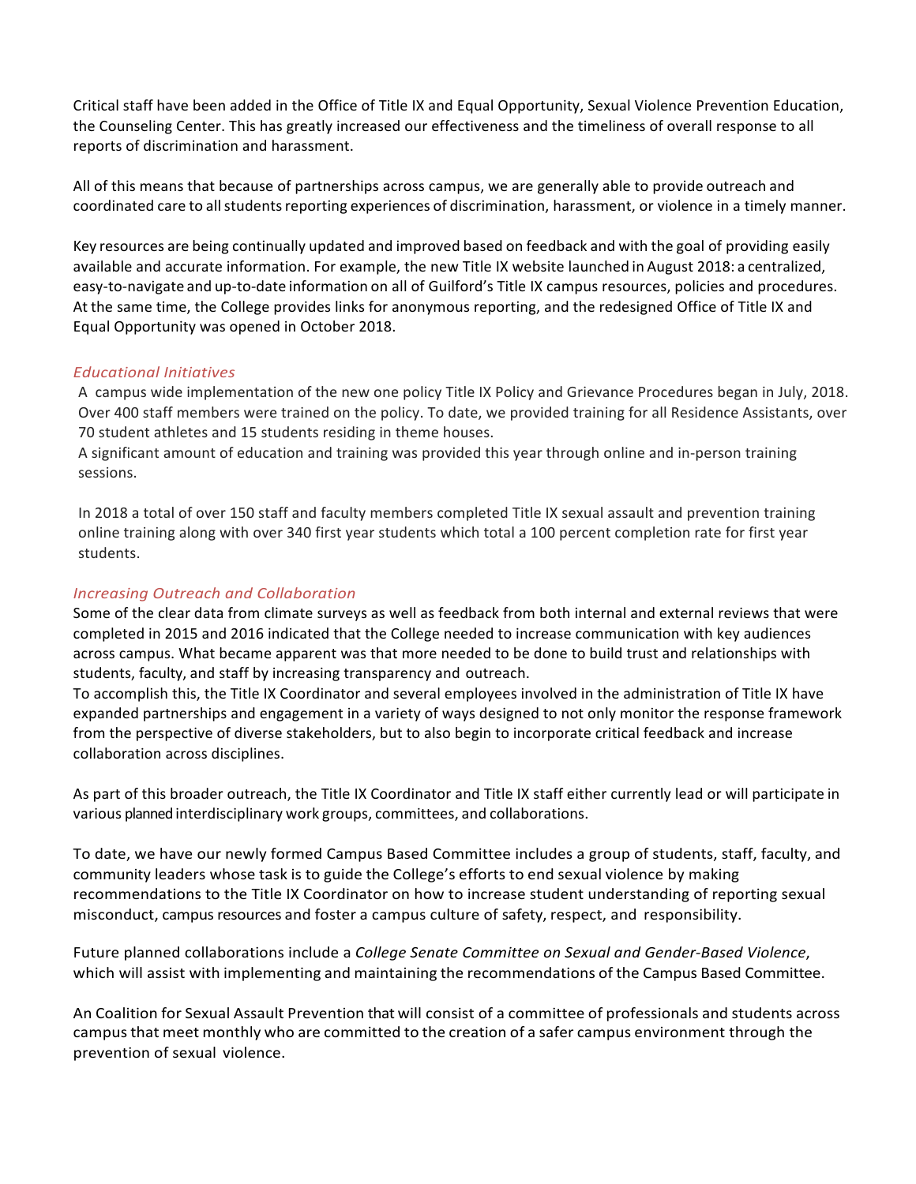Critical staff have been added in the Office of Title IX and Equal Opportunity, Sexual Violence Prevention Education, the Counseling Center. This has greatly increased our effectiveness and the timeliness of overall response to all reports of discrimination and harassment.

All of this means that because of partnerships across campus, we are generally able to provide outreach and coordinated care to all students reporting experiences of discrimination, harassment, or violence in a timely manner.

Key resources are being continually updated and improved based on feedback and with the goal of providing easily available and accurate information. For example, the new Title IX website launched in August 2018: a centralized, easy-to-navigate and up-to-date information on all of Guilford's Title IX campus resources, policies and procedures. At the same time, the College provides links for anonymous reporting, and the redesigned Office of Title IX and Equal Opportunity was opened in October 2018.

### *Educational Initiatives*

A campus wide implementation of the new one policy Title IX Policy and Grievance Procedures began in July, 2018. Over 400 staff members were trained on the policy. To date, we provided training for all Residence Assistants, over 70 student athletes and 15 students residing in theme houses.

A significant amount of education and training was provided this year through online and in-person training sessions.

In 2018 a total of over 150 staff and faculty members completed Title IX sexual assault and prevention training online training along with over 340 first year students which total a 100 percent completion rate for first year students.

### *Increasing Outreach and Collaboration*

Some of the clear data from climate surveys as well as feedback from both internal and external reviews that were completed in 2015 and 2016 indicated that the College needed to increase communication with key audiences across campus. What became apparent was that more needed to be done to build trust and relationships with students, faculty, and staff by increasing transparency and outreach.

To accomplish this, the Title IX Coordinator and several employees involved in the administration of Title IX have expanded partnerships and engagement in a variety of ways designed to not only monitor the response framework from the perspective of diverse stakeholders, but to also begin to incorporate critical feedback and increase collaboration across disciplines.

As part of this broader outreach, the Title IX Coordinator and Title IX staff either currently lead or will participate in various planned interdisciplinary work groups, committees, and collaborations.

To date, we have our newly formed Campus Based Committee includes a group of students, staff, faculty, and community leaders whose task is to guide the College's efforts to end sexual violence by making recommendations to the Title IX Coordinator on how to increase student understanding of reporting sexual misconduct, campus resources and foster a campus culture of safety, respect, and responsibility.

Future planned collaborations include a *College Senate Committee on Sexual and Gender-Based Violence*, which will assist with implementing and maintaining the recommendations of the Campus Based Committee.

An Coalition for Sexual Assault Prevention that will consist of a committee of professionals and students across campus that meet monthly who are committed to the creation of a safer campus environment through the prevention of sexual violence.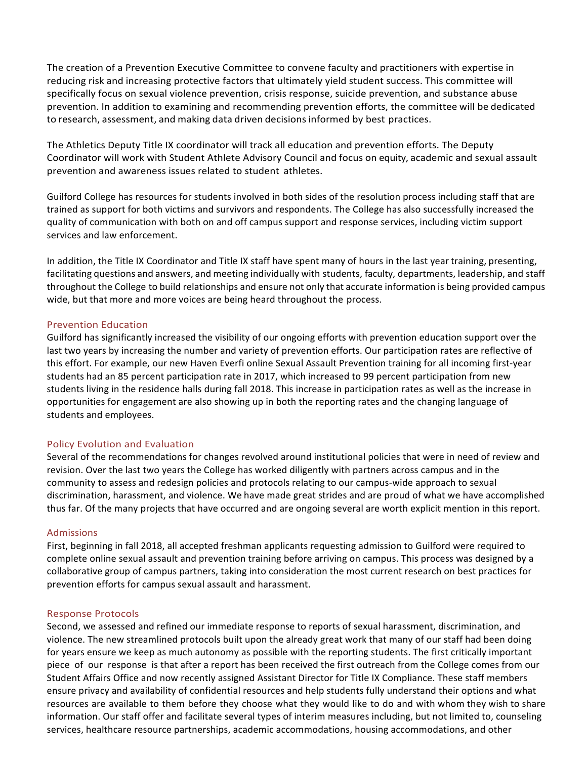The creation of a Prevention Executive Committee to convene faculty and practitioners with expertise in reducing risk and increasing protective factors that ultimately yield student success. This committee will specifically focus on sexual violence prevention, crisis response, suicide prevention, and substance abuse prevention. In addition to examining and recommending prevention efforts, the committee will be dedicated to research, assessment, and making data driven decisions informed by best practices.

The Athletics Deputy Title IX coordinator will track all education and prevention efforts. The Deputy Coordinator will work with Student Athlete Advisory Council and focus on equity, academic and sexual assault prevention and awareness issues related to student athletes.

Guilford College has resources for students involved in both sides of the resolution process including staff that are trained as support for both victims and survivors and respondents. The College has also successfully increased the quality of communication with both on and off campus support and response services, including victim support services and law enforcement.

In addition, the Title IX Coordinator and Title IX staff have spent many of hours in the last year training, presenting, facilitating questions and answers, and meeting individually with students, faculty, departments, leadership, and staff throughout the College to build relationships and ensure not only that accurate information is being provided campus wide, but that more and more voices are being heard throughout the process.

### Prevention Education

Guilford has significantly increased the visibility of our ongoing efforts with prevention education support over the last two years by increasing the number and variety of prevention efforts. Our participation rates are reflective of this effort. For example, our new Haven Everfi online Sexual Assault Prevention training for all incoming first-year students had an 85 percent participation rate in 2017, which increased to 99 percent participation from new students living in the residence halls during fall 2018. This increase in participation rates as well as the increase in opportunities for engagement are also showing up in both the reporting rates and the changing language of students and employees.

### Policy Evolution and Evaluation

Several of the recommendations for changes revolved around institutional policies that were in need of review and revision. Over the last two years the College has worked diligently with partners across campus and in the community to assess and redesign policies and protocols relating to our campus-wide approach to sexual discrimination, harassment, and violence. We have made great strides and are proud of what we have accomplished thus far. Of the many projects that have occurred and are ongoing several are worth explicit mention in this report.

### Admissions

First, beginning in fall 2018, all accepted freshman applicants requesting admission to Guilford were required to complete online sexual assault and prevention training before arriving on campus. This process was designed by a collaborative group of campus partners, taking into consideration the most current research on best practices for prevention efforts for campus sexual assault and harassment.

### Response Protocols

Second, we assessed and refined our immediate response to reports of sexual harassment, discrimination, and violence. The new streamlined protocols built upon the already great work that many of our staff had been doing for years ensure we keep as much autonomy as possible with the reporting students. The first critically important piece of our response is that after a report has been received the first outreach from the College comes from our Student Affairs Office and now recently assigned Assistant Director for Title IX Compliance. These staff members ensure privacy and availability of confidential resources and help students fully understand their options and what resources are available to them before they choose what they would like to do and with whom they wish to share information. Our staff offer and facilitate several types of interim measures including, but not limited to, counseling services, healthcare resource partnerships, academic accommodations, housing accommodations, and other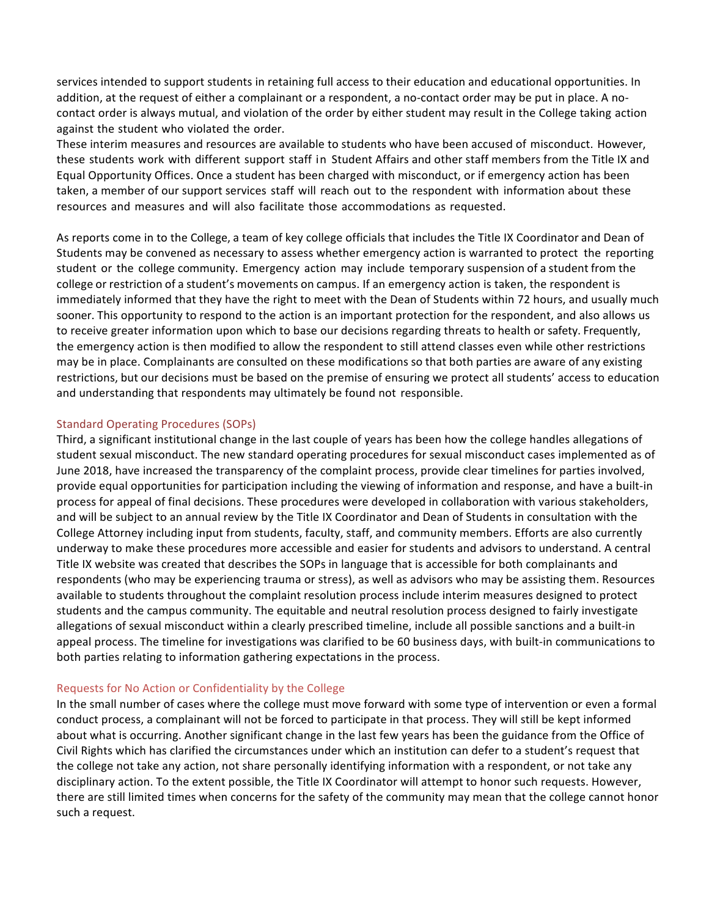services intended to support students in retaining full access to their education and educational opportunities. In addition, at the request of either a complainant or a respondent, a no-contact order may be put in place. A no-contact order is always mutual, and violation of the order by either student may result in the College taking action against the student who violated the order.

These interim measures and resources are available to students who have been accused of misconduct. However, these students work with different support staff in Student Affairs and other staff members from the Title IX and Equal Opportunity Offices. Once a student has been charged with misconduct, or if emergency action has been taken, a member of our support services staff will reach out to the respondent with information about these resources and measures and will also facilitate those accommodations as requested.

As reports come in to the College, a team of key college officials that includes the Title IX Coordinator and Dean of Students may be convened as necessary to assess whether emergency action is warranted to protect the reporting student or the college community. Emergency action may include temporary suspension of a student from the college or restriction of a student's movements on campus. If an emergency action is taken, the respondent is immediately informed that they have the right to meet with the Dean of Students within 72 hours, and usually much sooner. This opportunity to respond to the action is an important protection for the respondent, and also allows us to receive greater information upon which to base our decisions regarding threats to health or safety. Frequently, the emergency action is then modified to allow the respondent to still attend classes even while other restrictions may be in place. Complainants are consulted on these modifications so that both parties are aware of any existing restrictions, but our decisions must be based on the premise of ensuring we protect all students' access to education and understanding that respondents may ultimately be found not responsible.

## Standard Operating Procedures (SOPs)

Third, a significant institutional change in the last couple of years has been how the college handles allegations of student sexual misconduct. The new standard operating procedures for sexual misconduct cases implemented as of June 2018, have increased the transparency of the complaint process, provide clear timelines for parties involved, provide equal opportunities for participation including the viewing of information and response, and have a built-in process for appeal of final decisions. These procedures were developed in collaboration with various stakeholders, and will be subject to an annual review by the Title IX Coordinator and Dean of Students in consultation with the College Attorney including input from students, faculty, staff, and community members. Efforts are also currently underway to make these procedures more accessible and easier for students and advisors to understand. A central Title IX website was created that describes the SOPs in language that is accessible for both complainants and respondents (who may be experiencing trauma or stress), as well as advisors who may be assisting them. Resources available to students throughout the complaint resolution process include interim measures designed to protect students and the campus community. The equitable and neutral resolution process designed to fairly investigate allegations of sexual misconduct within a clearly prescribed timeline, include all possible sanctions and a built-in appeal process. The timeline for investigations was clarified to be 60 business days, with built-in communications to both parties relating to information gathering expectations in the process.

## Requests for No Action or Confidentiality by the College

In the small number of cases where the college must move forward with some type of intervention or even a formal conduct process, a complainant will not be forced to participate in that process. They will still be kept informed about what is occurring. Another significant change in the last few years has been the guidance from the Office of Civil Rights which has clarified the circumstances under which an institution can defer to a student's request that the college not take any action, not share personally identifying information with a respondent, or not take any disciplinary action. To the extent possible, the Title IX Coordinator will attempt to honor such requests. However, there are still limited times when concerns for the safety of the community may mean that the college cannot honor such a request.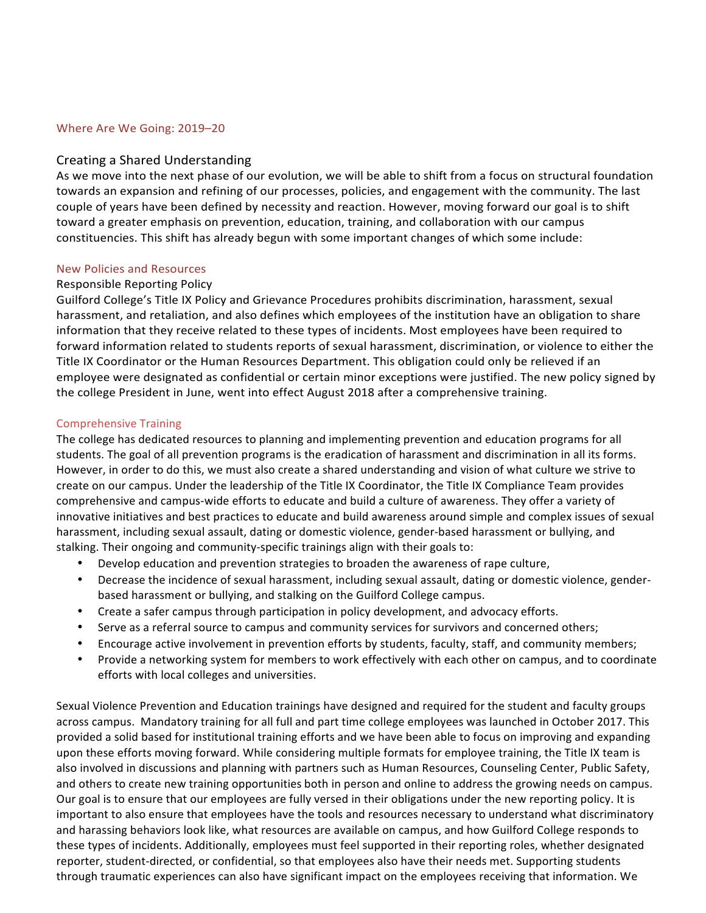## Where Are We Going: 2019–20

### Creating a Shared Understanding

As we move into the next phase of our evolution, we will be able to shift from a focus on structural foundation towards an expansion and refining of our processes, policies, and engagement with the community. The last couple of years have been defined by necessity and reaction. However, moving forward our goal is to shift toward a greater emphasis on prevention, education, training, and collaboration with our campus constituencies. This shift has already begun with some important changes of which some include:

### New Policies and Resources

Responsible Reporting Policy

Guilford College's Title IX Policy and Grievance Procedures prohibits discrimination, harassment, sexual harassment, and retaliation, and also defines which employees of the institution have an obligation to share information that they receive related to these types of incidents. Most employees have been required to forward information related to students reports of sexual harassment, discrimination, or violence to either the Title IX Coordinator or the Human Resources Department. This obligation could only be relieved if an employee were designated as confidential or certain minor exceptions were justified. The new policy signed by the college President in June, went into effect August 2018 after a comprehensive training.

### Comprehensive Training

The college has dedicated resources to planning and implementing prevention and education programs for all students. The goal of all prevention programs is the eradication of harassment and discrimination in all its forms. However, in order to do this, we must also create a shared understanding and vision of what culture we strive to create on our campus. Under the leadership of the Title IX Coordinator, the Title IX Compliance Team provides comprehensive and campus-wide efforts to educate and build a culture of awareness. They offer a variety of innovative initiatives and best practices to educate and build awareness around simple and complex issues of sexual harassment, including sexual assault, dating or domestic violence, gender-based harassment or bullying, and stalking. Their ongoing and community-specific trainings align with their goals to:

- Develop education and prevention strategies to broaden the awareness of rape culture,
- Decrease the incidence of sexual harassment, including sexual assault, dating or domestic violence, gender-based harassment or bullying, and stalking on the Guilford College campus.
- Create a safer campus through participation in policy development, and advocacy efforts.
- Serve as a referral source to campus and community services for survivors and concerned others;
- Encourage active involvement in prevention efforts by students, faculty, staff, and community members;
- Provide a networking system for members to work effectively with each other on campus, and to coordinate efforts with local colleges and universities.

Sexual Violence Prevention and Education trainings have designed and required for the student and faculty groups across campus. Mandatory training for all full and part time college employees was launched in October 2017. This provided a solid based for institutional training efforts and we have been able to focus on improving and expanding upon these efforts moving forward. While considering multiple formats for employee training, the Title IX team is also involved in discussions and planning with partners such as Human Resources, Counseling Center, Public Safety, and others to create new training opportunities both in person and online to address the growing needs on campus. Our goal is to ensure that our employees are fully versed in their obligations under the new reporting policy. It is important to also ensure that employees have the tools and resources necessary to understand what discriminatory and harassing behaviors look like, what resources are available on campus, and how Guilford College responds to these types of incidents. Additionally, employees must feel supported in their reporting roles, whether designated reporter, student-directed, or confidential, so that employees also have their needs met. Supporting students through traumatic experiences can also have significant impact on the employees receiving that information. We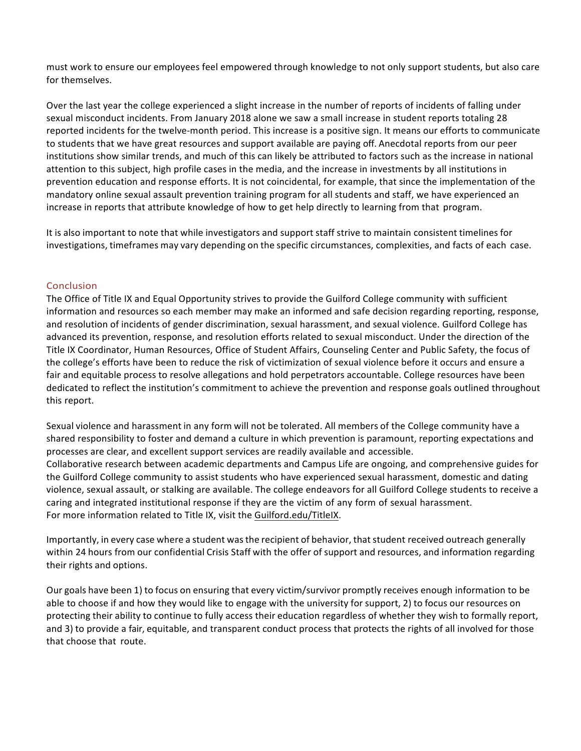must work to ensure our employees feel empowered through knowledge to not only support students, but also care for themselves.

Over the last year the college experienced a slight increase in the number of reports of incidents of falling under sexual misconduct incidents. From January 2018 alone we saw a small increase in student reports totaling 28 reported incidents for the twelve-month period. This increase is a positive sign. It means our efforts to communicate to students that we have great resources and support available are paying off. Anecdotal reports from our peer institutions show similar trends, and much of this can likely be attributed to factors such as the increase in national attention to this subject, high profile cases in the media, and the increase in investments by all institutions in prevention education and response efforts. It is not coincidental, for example, that since the implementation of the mandatory online sexual assault prevention training program for all students and staff, we have experienced an increase in reports that attribute knowledge of how to get help directly to learning from that program.

It is also important to note that while investigators and support staff strive to maintain consistent timelines for investigations, timeframes may vary depending on the specific circumstances, complexities, and facts of each case.

## Conclusion

The Office of Title IX and Equal Opportunity strives to provide the Guilford College community with sufficient information and resources so each member may make an informed and safe decision regarding reporting, response, and resolution of incidents of gender discrimination, sexual harassment, and sexual violence. Guilford College has advanced its prevention, response, and resolution efforts related to sexual misconduct. Under the direction of the Title IX Coordinator, Human Resources, Office of Student Affairs, Counseling Center and Public Safety, the focus of the college's efforts have been to reduce the risk of victimization of sexual violence before it occurs and ensure a fair and equitable process to resolve allegations and hold perpetrators accountable. College resources have been dedicated to reflect the institution's commitment to achieve the prevention and response goals outlined throughout this report.

Sexual violence and harassment in any form will not be tolerated. All members of the College community have a shared responsibility to foster and demand a culture in which prevention is paramount, reporting expectations and processes are clear, and excellent support services are readily available and accessible.
Collaborative research between academic departments and Campus Life are ongoing, and comprehensive guides for the Guilford College community to assist students who have experienced sexual harassment, domestic and dating violence, sexual assault, or stalking are available. The college endeavors for all Guilford College students to receive a caring and integrated institutional response if they are the victim of any form of sexual harassment.
For more information related to Title IX, visit the Guilford.edu/TitleIX.

Importantly, in every case where a student was the recipient of behavior, that student received outreach generally within 24 hours from our confidential Crisis Staff with the offer of support and resources, and information regarding their rights and options.

Our goals have been 1) to focus on ensuring that every victim/survivor promptly receives enough information to be able to choose if and how they would like to engage with the university for support, 2) to focus our resources on protecting their ability to continue to fully access their education regardless of whether they wish to formally report, and 3) to provide a fair, equitable, and transparent conduct process that protects the rights of all involved for those that choose that route.